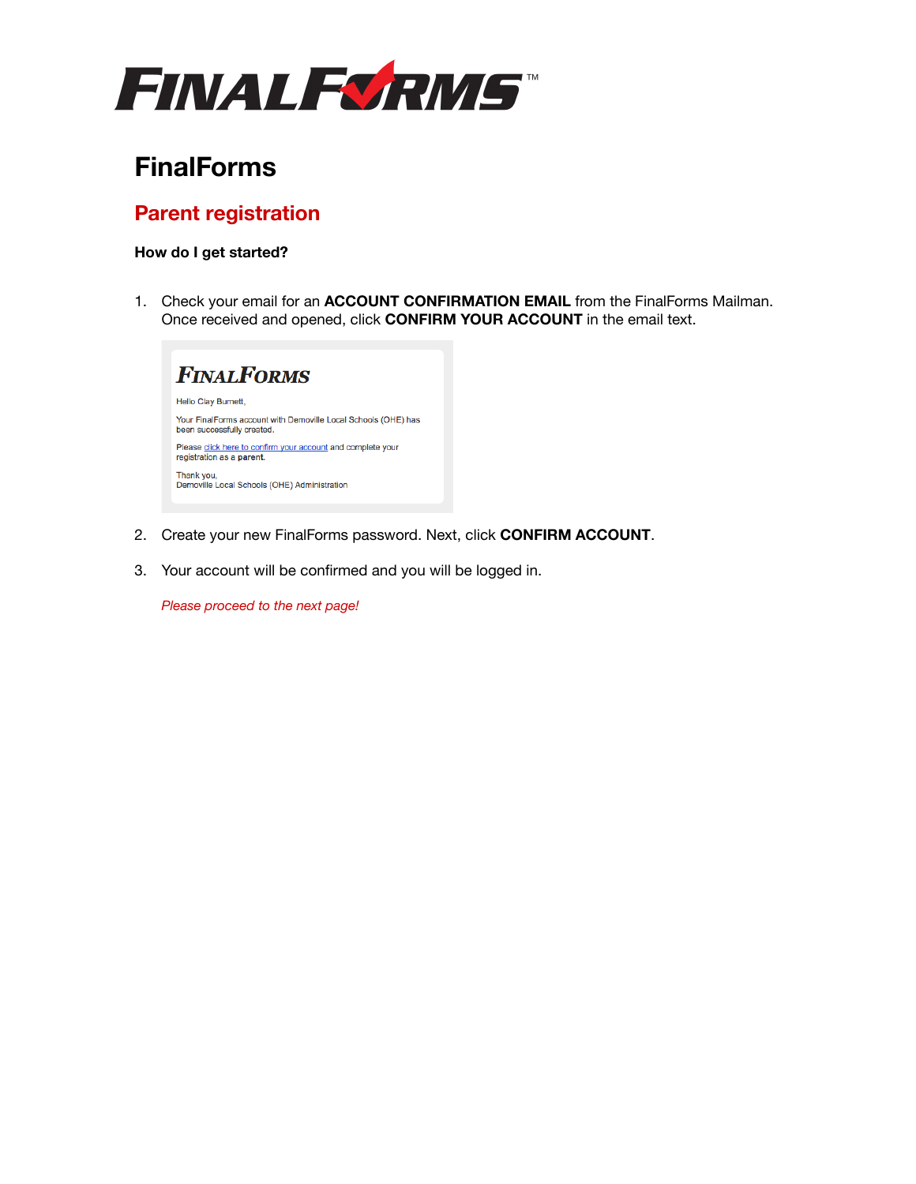# FinalForms

## Parent registration

**How do I get started?**

1. Check your email for an **ACCOUNT CONFIRMATION EMAIL** from the FinalForms Mailman. Once received and opened, click **CONFIRM YOUR ACCOUNT** in the email text.

   > **FINALFORMS**
   >
   > Hello Clay Burnett,
   >
   > Your FinalForms account with Demoville Local Schools (OHE) has been successfully created.
   >
   > Please click here to confirm your account and complete your registration as a **parent**.
   >
   > Thank you,
   > Demoville Local Schools (OHE) Administration

2. Create your new FinalForms password. Next, click **CONFIRM ACCOUNT**.

3. Your account will be confirmed and you will be logged in.

   *Please proceed to the next page!*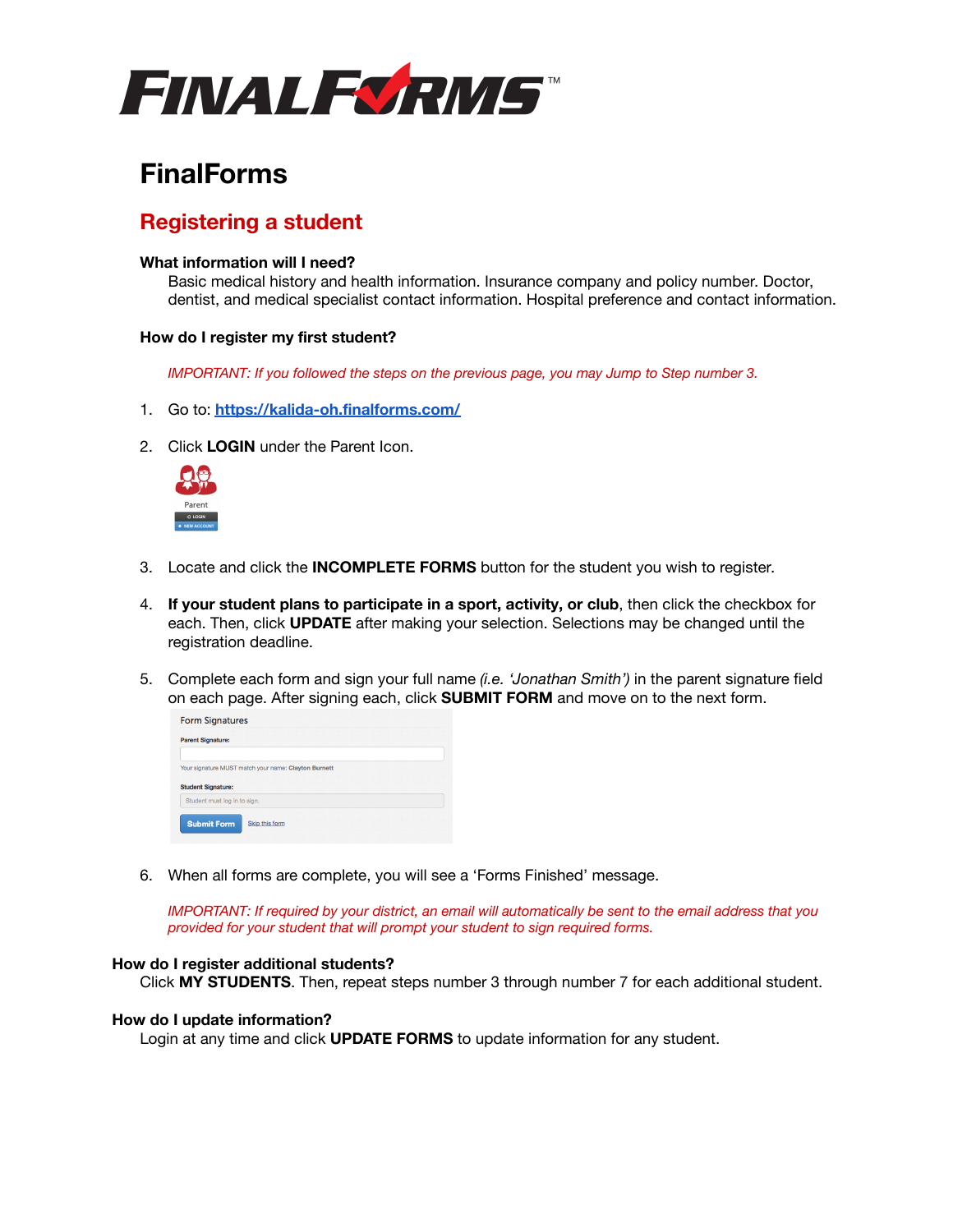# FinalForms

## Registering a student

**What information will I need?**

Basic medical history and health information. Insurance company and policy number. Doctor, dentist, and medical specialist contact information. Hospital preference and contact information.

**How do I register my first student?**

*IMPORTANT: If you followed the steps on the previous page, you may Jump to Step number 3.*

1. Go to: [https://kalida-oh.finalforms.com/](https://kalida-oh.finalforms.com/)

2. Click **LOGIN** under the Parent Icon.

3. Locate and click the **INCOMPLETE FORMS** button for the student you wish to register.

4. **If your student plans to participate in a sport, activity, or club**, then click the checkbox for each. Then, click **UPDATE** after making your selection. Selections may be changed until the registration deadline.

5. Complete each form and sign your full name *(i.e. 'Jonathan Smith')* in the parent signature field on each page. After signing each, click **SUBMIT FORM** and move on to the next form.

6. When all forms are complete, you will see a 'Forms Finished' message.

*IMPORTANT: If required by your district, an email will automatically be sent to the email address that you provided for your student that will prompt your student to sign required forms.*

**How do I register additional students?**

Click **MY STUDENTS**. Then, repeat steps number 3 through number 7 for each additional student.

**How do I update information?**

Login at any time and click **UPDATE FORMS** to update information for any student.